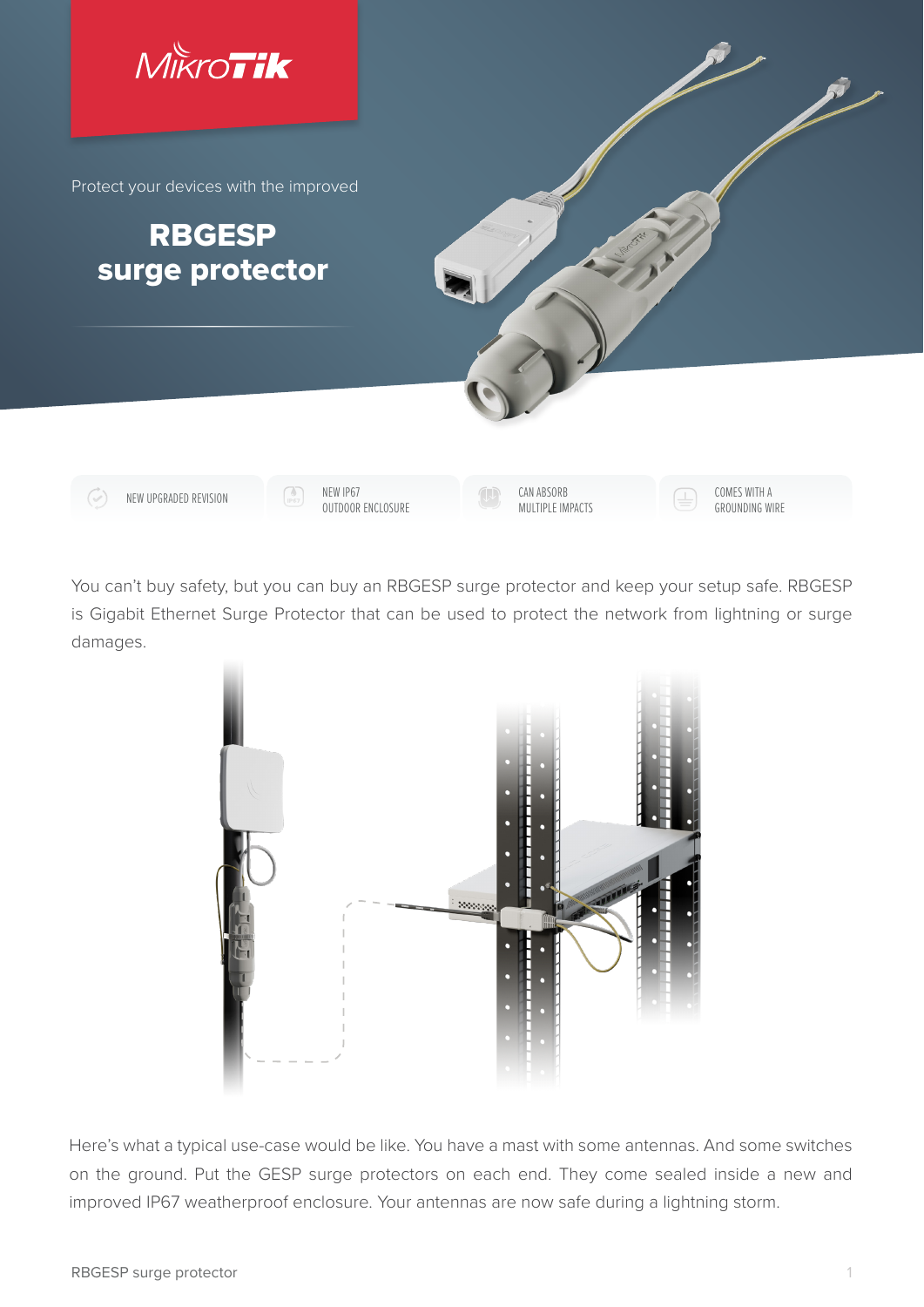MikroTik

Protect your devices with the improved

# RBGESP surge protector

- NEW UPGRADED REVISION
- NEW IP67 OUTDOOR ENCLOSURE
- CAN ABSORB MULTIPLE IMPACTS
- COMES WITH A GROUNDING WIRE

You can't buy safety, but you can buy an RBGESP surge protector and keep your setup safe. RBGESP is Gigabit Ethernet Surge Protector that can be used to protect the network from lightning or surge damages.

Here's what a typical use-case would be like. You have a mast with some antennas. And some switches on the ground. Put the GESP surge protectors on each end. They come sealed inside a new and improved IP67 weatherproof enclosure. Your antennas are now safe during a lightning storm.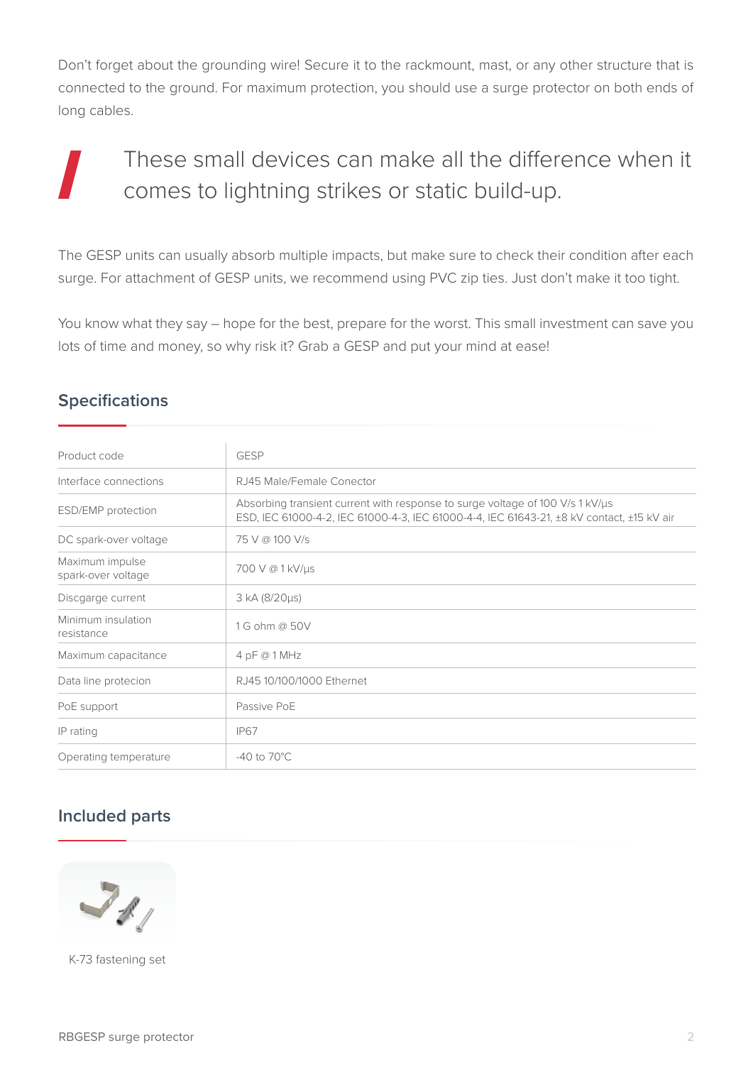Don't forget about the grounding wire! Secure it to the rackmount, mast, or any other structure that is connected to the ground. For maximum protection, you should use a surge protector on both ends of long cables.

> These small devices can make all the difference when it comes to lightning strikes or static build-up.

The GESP units can usually absorb multiple impacts, but make sure to check their condition after each surge. For attachment of GESP units, we recommend using PVC zip ties. Just don't make it too tight.

You know what they say – hope for the best, prepare for the worst. This small investment can save you lots of time and money, so why risk it? Grab a GESP and put your mind at ease!

## Specifications

| | |
|---|---|
| Product code | GESP |
| Interface connections | RJ45 Male/Female Conector |
| ESD/EMP protection | Absorbing transient current with response to surge voltage of 100 V/s 1 kV/µs<br>ESD, IEC 61000-4-2, IEC 61000-4-3, IEC 61000-4-4, IEC 61643-21, ±8 kV contact, ±15 kV air |
| DC spark-over voltage | 75 V @ 100 V/s |
| Maximum impulse spark-over voltage | 700 V @ 1 kV/µs |
| Discgarge current | 3 kA (8/20µs) |
| Minimum insulation resistance | 1 G ohm @ 50V |
| Maximum capacitance | 4 pF @ 1 MHz |
| Data line protecion | RJ45 10/100/1000 Ethernet |
| PoE support | Passive PoE |
| IP rating | IP67 |
| Operating temperature | -40 to 70°C |

## Included parts

K-73 fastening set